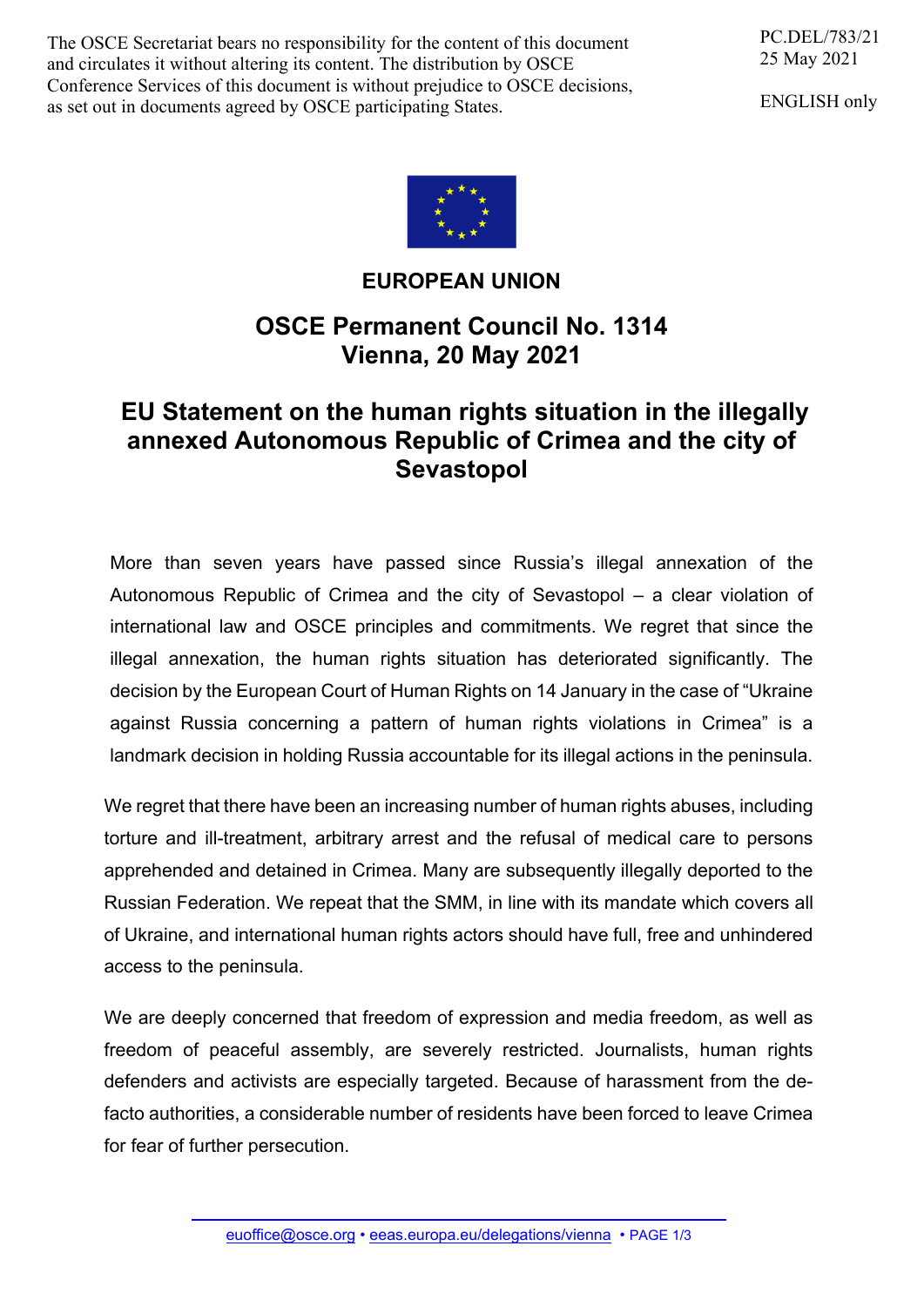The OSCE Secretariat bears no responsibility for the content of this document and circulates it without altering its content. The distribution by OSCE Conference Services of this document is without prejudice to OSCE decisions, as set out in documents agreed by OSCE participating States.

PC.DEL/783/21
25 May 2021

ENGLISH only

**EUROPEAN UNION**

## OSCE Permanent Council No. 1314
## Vienna, 20 May 2021

# EU Statement on the human rights situation in the illegally annexed Autonomous Republic of Crimea and the city of Sevastopol

More than seven years have passed since Russia's illegal annexation of the Autonomous Republic of Crimea and the city of Sevastopol – a clear violation of international law and OSCE principles and commitments. We regret that since the illegal annexation, the human rights situation has deteriorated significantly. The decision by the European Court of Human Rights on 14 January in the case of "Ukraine against Russia concerning a pattern of human rights violations in Crimea" is a landmark decision in holding Russia accountable for its illegal actions in the peninsula.

We regret that there have been an increasing number of human rights abuses, including torture and ill-treatment, arbitrary arrest and the refusal of medical care to persons apprehended and detained in Crimea. Many are subsequently illegally deported to the Russian Federation. We repeat that the SMM, in line with its mandate which covers all of Ukraine, and international human rights actors should have full, free and unhindered access to the peninsula.

We are deeply concerned that freedom of expression and media freedom, as well as freedom of peaceful assembly, are severely restricted. Journalists, human rights defenders and activists are especially targeted. Because of harassment from the de-facto authorities, a considerable number of residents have been forced to leave Crimea for fear of further persecution.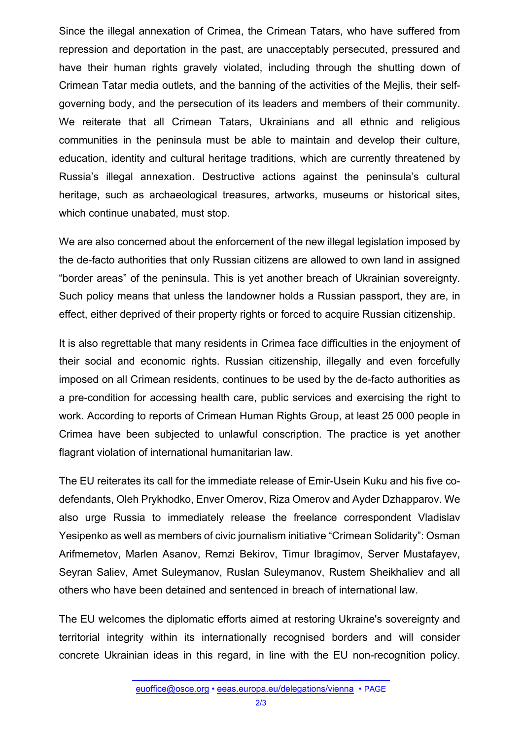Since the illegal annexation of Crimea, the Crimean Tatars, who have suffered from repression and deportation in the past, are unacceptably persecuted, pressured and have their human rights gravely violated, including through the shutting down of Crimean Tatar media outlets, and the banning of the activities of the Mejlis, their self-governing body, and the persecution of its leaders and members of their community. We reiterate that all Crimean Tatars, Ukrainians and all ethnic and religious communities in the peninsula must be able to maintain and develop their culture, education, identity and cultural heritage traditions, which are currently threatened by Russia's illegal annexation. Destructive actions against the peninsula's cultural heritage, such as archaeological treasures, artworks, museums or historical sites, which continue unabated, must stop.

We are also concerned about the enforcement of the new illegal legislation imposed by the de-facto authorities that only Russian citizens are allowed to own land in assigned "border areas" of the peninsula. This is yet another breach of Ukrainian sovereignty. Such policy means that unless the landowner holds a Russian passport, they are, in effect, either deprived of their property rights or forced to acquire Russian citizenship.

It is also regrettable that many residents in Crimea face difficulties in the enjoyment of their social and economic rights. Russian citizenship, illegally and even forcefully imposed on all Crimean residents, continues to be used by the de-facto authorities as a pre-condition for accessing health care, public services and exercising the right to work. According to reports of Crimean Human Rights Group, at least 25 000 people in Crimea have been subjected to unlawful conscription. The practice is yet another flagrant violation of international humanitarian law.

The EU reiterates its call for the immediate release of Emir-Usein Kuku and his five co-defendants, Oleh Prykhodko, Enver Omerov, Riza Omerov and Ayder Dzhapparov. We also urge Russia to immediately release the freelance correspondent Vladislav Yesipenko as well as members of civic journalism initiative "Crimean Solidarity": Osman Arifmemetov, Marlen Asanov, Remzi Bekirov, Timur Ibragimov, Server Mustafayev, Seyran Saliev, Amet Suleymanov, Ruslan Suleymanov, Rustem Sheikhaliev and all others who have been detained and sentenced in breach of international law.

The EU welcomes the diplomatic efforts aimed at restoring Ukraine's sovereignty and territorial integrity within its internationally recognised borders and will consider concrete Ukrainian ideas in this regard, in line with the EU non-recognition policy.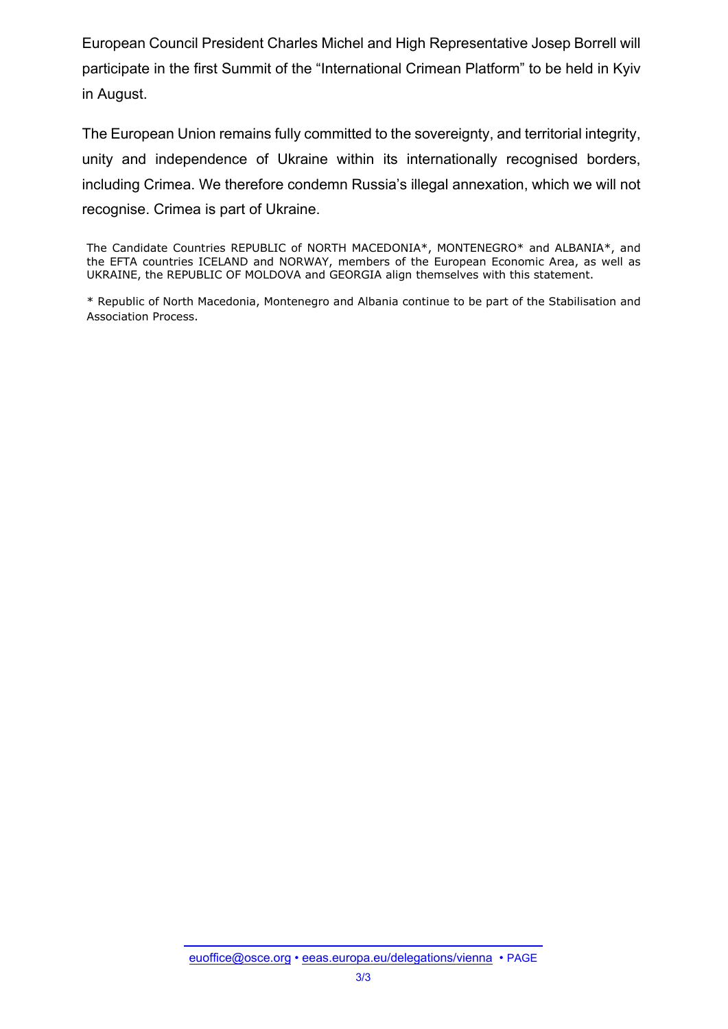European Council President Charles Michel and High Representative Josep Borrell will participate in the first Summit of the "International Crimean Platform" to be held in Kyiv in August.

The European Union remains fully committed to the sovereignty, and territorial integrity, unity and independence of Ukraine within its internationally recognised borders, including Crimea. We therefore condemn Russia's illegal annexation, which we will not recognise. Crimea is part of Ukraine.

The Candidate Countries REPUBLIC of NORTH MACEDONIA*, MONTENEGRO* and ALBANIA*, and the EFTA countries ICELAND and NORWAY, members of the European Economic Area, as well as UKRAINE, the REPUBLIC OF MOLDOVA and GEORGIA align themselves with this statement.

* Republic of North Macedonia, Montenegro and Albania continue to be part of the Stabilisation and Association Process.